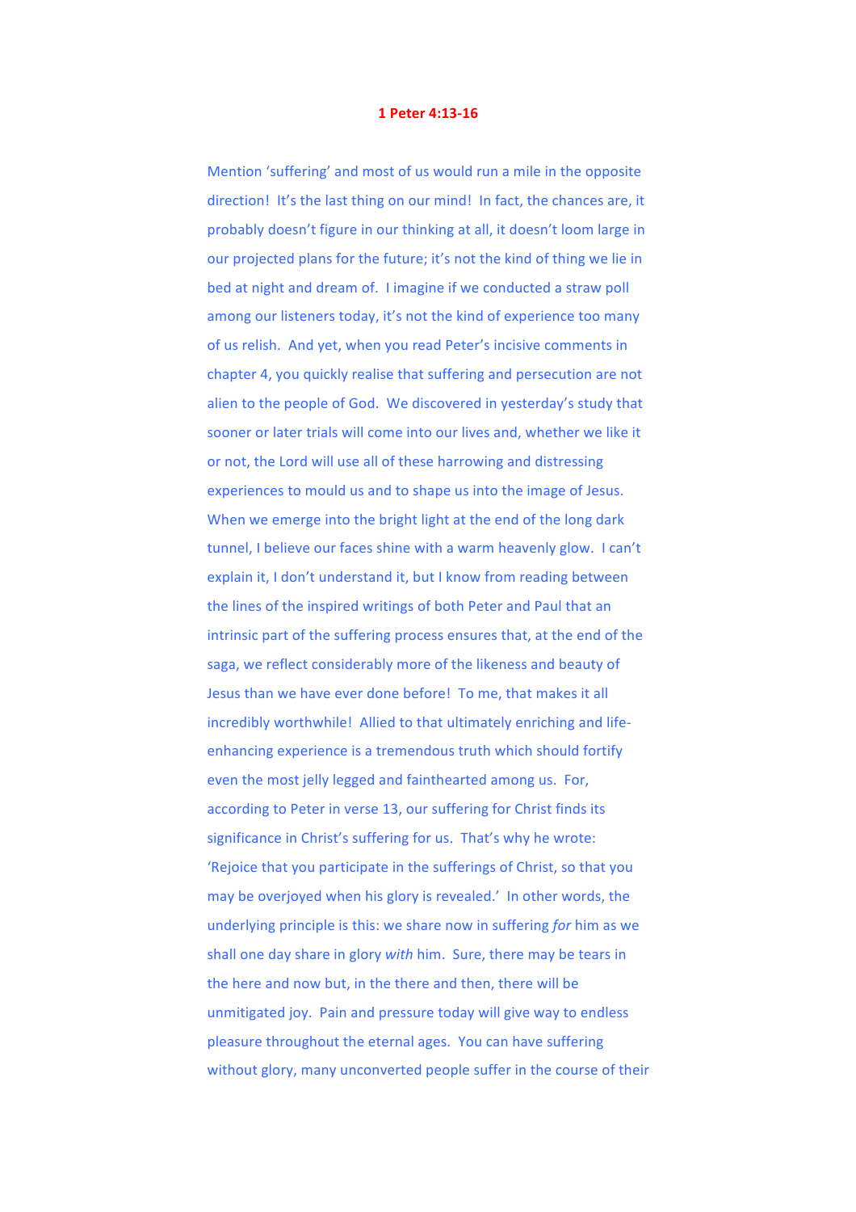# 1 Peter 4:13-16

Mention 'suffering' and most of us would run a mile in the opposite direction! It's the last thing on our mind! In fact, the chances are, it probably doesn't figure in our thinking at all, it doesn't loom large in our projected plans for the future; it's not the kind of thing we lie in bed at night and dream of. I imagine if we conducted a straw poll among our listeners today, it's not the kind of experience too many of us relish. And yet, when you read Peter's incisive comments in chapter 4, you quickly realise that suffering and persecution are not alien to the people of God. We discovered in yesterday's study that sooner or later trials will come into our lives and, whether we like it or not, the Lord will use all of these harrowing and distressing experiences to mould us and to shape us into the image of Jesus. When we emerge into the bright light at the end of the long dark tunnel, I believe our faces shine with a warm heavenly glow. I can't explain it, I don't understand it, but I know from reading between the lines of the inspired writings of both Peter and Paul that an intrinsic part of the suffering process ensures that, at the end of the saga, we reflect considerably more of the likeness and beauty of Jesus than we have ever done before! To me, that makes it all incredibly worthwhile! Allied to that ultimately enriching and life-enhancing experience is a tremendous truth which should fortify even the most jelly legged and fainthearted among us. For, according to Peter in verse 13, our suffering for Christ finds its significance in Christ's suffering for us. That's why he wrote: 'Rejoice that you participate in the sufferings of Christ, so that you may be overjoyed when his glory is revealed.' In other words, the underlying principle is this: we share now in suffering *for* him as we shall one day share in glory *with* him. Sure, there may be tears in the here and now but, in the there and then, there will be unmitigated joy. Pain and pressure today will give way to endless pleasure throughout the eternal ages. You can have suffering without glory, many unconverted people suffer in the course of their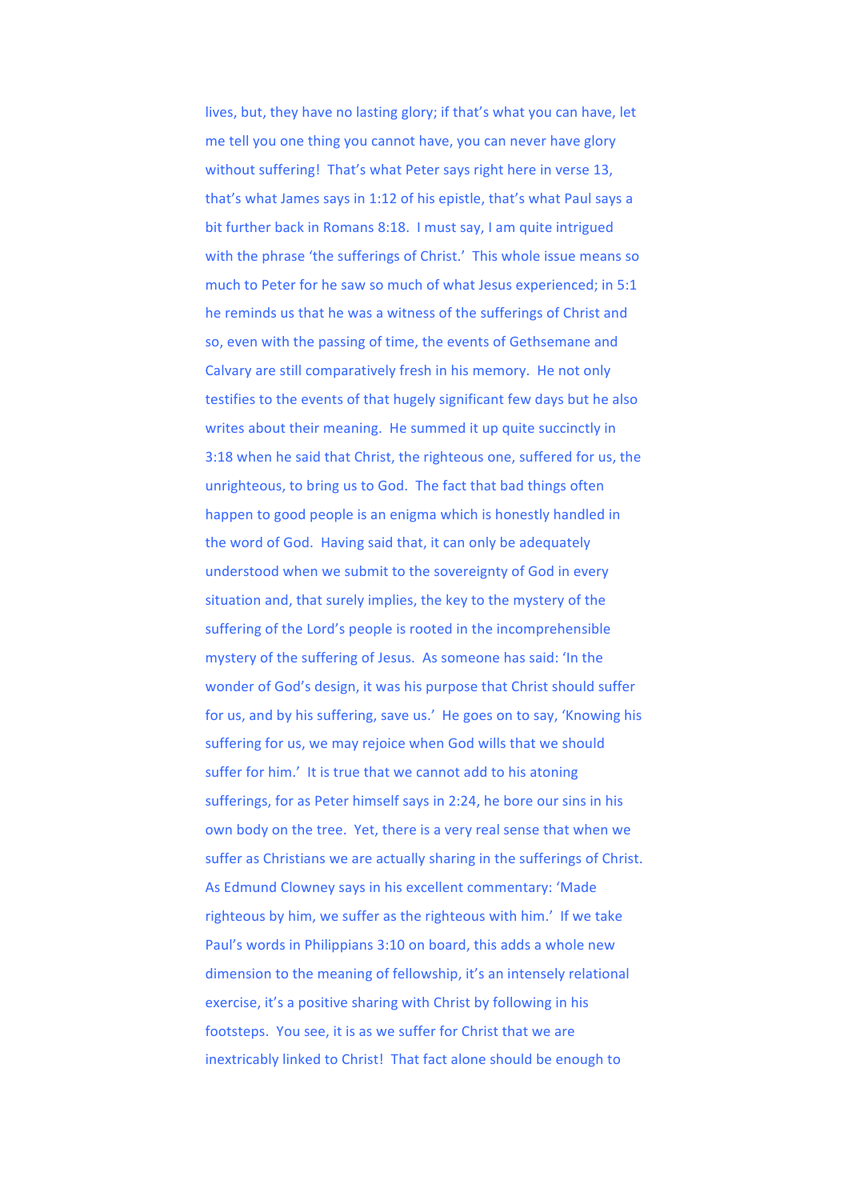lives, but, they have no lasting glory; if that's what you can have, let me tell you one thing you cannot have, you can never have glory without suffering! That's what Peter says right here in verse 13, that's what James says in 1:12 of his epistle, that's what Paul says a bit further back in Romans 8:18. I must say, I am quite intrigued with the phrase 'the sufferings of Christ.' This whole issue means so much to Peter for he saw so much of what Jesus experienced; in 5:1 he reminds us that he was a witness of the sufferings of Christ and so, even with the passing of time, the events of Gethsemane and Calvary are still comparatively fresh in his memory. He not only testifies to the events of that hugely significant few days but he also writes about their meaning. He summed it up quite succinctly in 3:18 when he said that Christ, the righteous one, suffered for us, the unrighteous, to bring us to God. The fact that bad things often happen to good people is an enigma which is honestly handled in the word of God. Having said that, it can only be adequately understood when we submit to the sovereignty of God in every situation and, that surely implies, the key to the mystery of the suffering of the Lord's people is rooted in the incomprehensible mystery of the suffering of Jesus. As someone has said: 'In the wonder of God's design, it was his purpose that Christ should suffer for us, and by his suffering, save us.' He goes on to say, 'Knowing his suffering for us, we may rejoice when God wills that we should suffer for him.' It is true that we cannot add to his atoning sufferings, for as Peter himself says in 2:24, he bore our sins in his own body on the tree. Yet, there is a very real sense that when we suffer as Christians we are actually sharing in the sufferings of Christ. As Edmund Clowney says in his excellent commentary: 'Made righteous by him, we suffer as the righteous with him.' If we take Paul's words in Philippians 3:10 on board, this adds a whole new dimension to the meaning of fellowship, it's an intensely relational exercise, it's a positive sharing with Christ by following in his footsteps. You see, it is as we suffer for Christ that we are inextricably linked to Christ! That fact alone should be enough to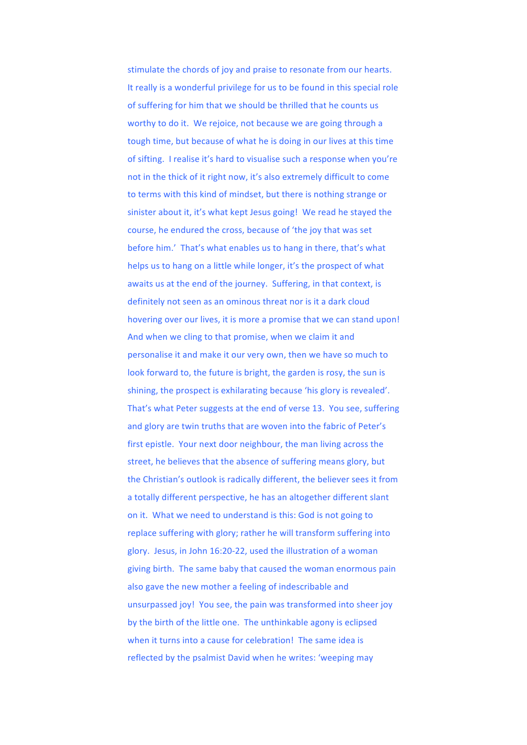stimulate the chords of joy and praise to resonate from our hearts. It really is a wonderful privilege for us to be found in this special role of suffering for him that we should be thrilled that he counts us worthy to do it. We rejoice, not because we are going through a tough time, but because of what he is doing in our lives at this time of sifting. I realise it's hard to visualise such a response when you're not in the thick of it right now, it's also extremely difficult to come to terms with this kind of mindset, but there is nothing strange or sinister about it, it's what kept Jesus going! We read he stayed the course, he endured the cross, because of 'the joy that was set before him.' That's what enables us to hang in there, that's what helps us to hang on a little while longer, it's the prospect of what awaits us at the end of the journey. Suffering, in that context, is definitely not seen as an ominous threat nor is it a dark cloud hovering over our lives, it is more a promise that we can stand upon! And when we cling to that promise, when we claim it and personalise it and make it our very own, then we have so much to look forward to, the future is bright, the garden is rosy, the sun is shining, the prospect is exhilarating because 'his glory is revealed'. That's what Peter suggests at the end of verse 13. You see, suffering and glory are twin truths that are woven into the fabric of Peter's first epistle. Your next door neighbour, the man living across the street, he believes that the absence of suffering means glory, but the Christian's outlook is radically different, the believer sees it from a totally different perspective, he has an altogether different slant on it. What we need to understand is this: God is not going to replace suffering with glory; rather he will transform suffering into glory. Jesus, in John 16:20-22, used the illustration of a woman giving birth. The same baby that caused the woman enormous pain also gave the new mother a feeling of indescribable and unsurpassed joy! You see, the pain was transformed into sheer joy by the birth of the little one. The unthinkable agony is eclipsed when it turns into a cause for celebration! The same idea is reflected by the psalmist David when he writes: 'weeping may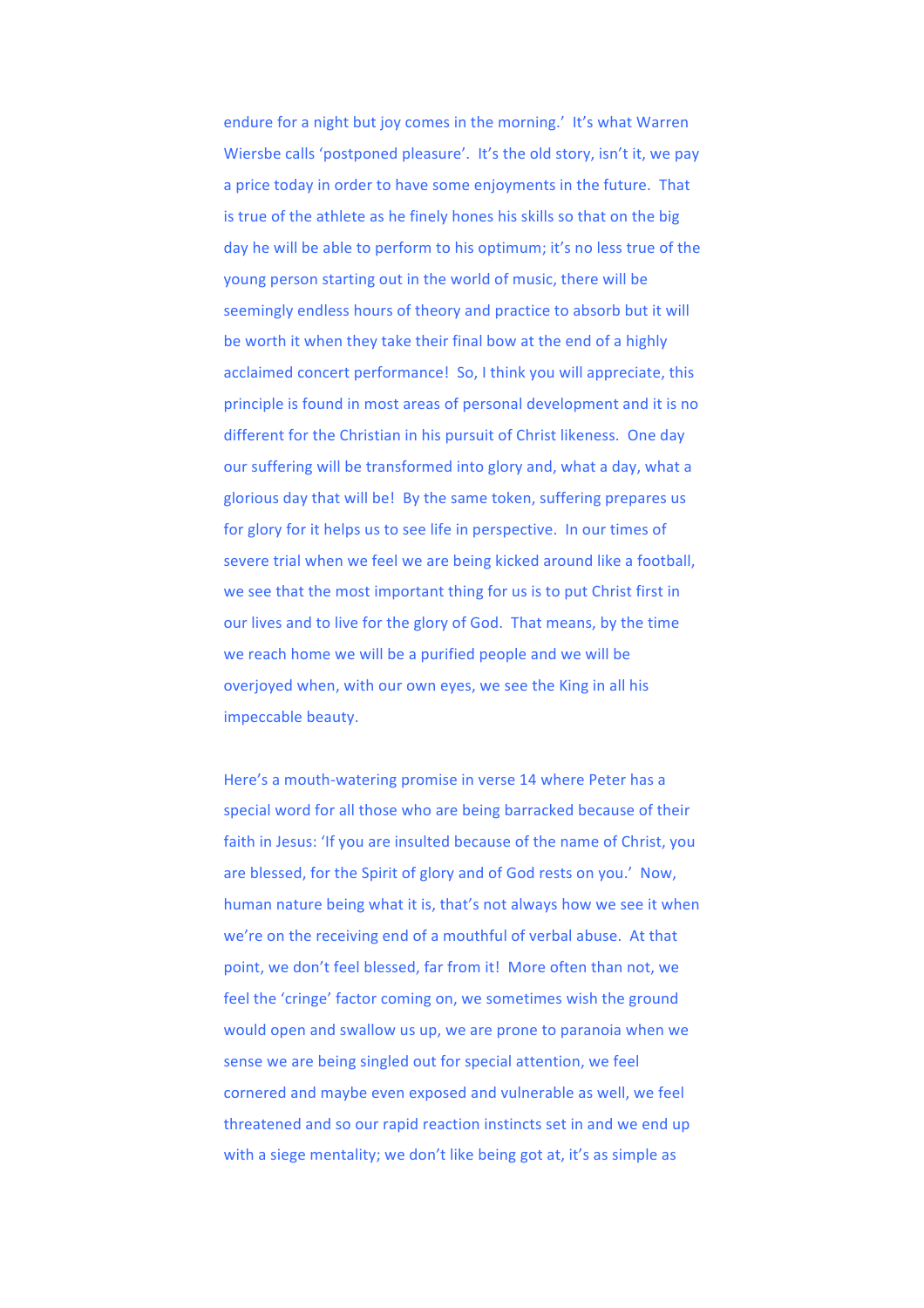endure for a night but joy comes in the morning.' It's what Warren Wiersbe calls 'postponed pleasure'. It's the old story, isn't it, we pay a price today in order to have some enjoyments in the future. That is true of the athlete as he finely hones his skills so that on the big day he will be able to perform to his optimum; it's no less true of the young person starting out in the world of music, there will be seemingly endless hours of theory and practice to absorb but it will be worth it when they take their final bow at the end of a highly acclaimed concert performance! So, I think you will appreciate, this principle is found in most areas of personal development and it is no different for the Christian in his pursuit of Christ likeness. One day our suffering will be transformed into glory and, what a day, what a glorious day that will be! By the same token, suffering prepares us for glory for it helps us to see life in perspective. In our times of severe trial when we feel we are being kicked around like a football, we see that the most important thing for us is to put Christ first in our lives and to live for the glory of God. That means, by the time we reach home we will be a purified people and we will be overjoyed when, with our own eyes, we see the King in all his impeccable beauty.

Here's a mouth-watering promise in verse 14 where Peter has a special word for all those who are being barracked because of their faith in Jesus: 'If you are insulted because of the name of Christ, you are blessed, for the Spirit of glory and of God rests on you.' Now, human nature being what it is, that's not always how we see it when we're on the receiving end of a mouthful of verbal abuse. At that point, we don't feel blessed, far from it! More often than not, we feel the 'cringe' factor coming on, we sometimes wish the ground would open and swallow us up, we are prone to paranoia when we sense we are being singled out for special attention, we feel cornered and maybe even exposed and vulnerable as well, we feel threatened and so our rapid reaction instincts set in and we end up with a siege mentality; we don't like being got at, it's as simple as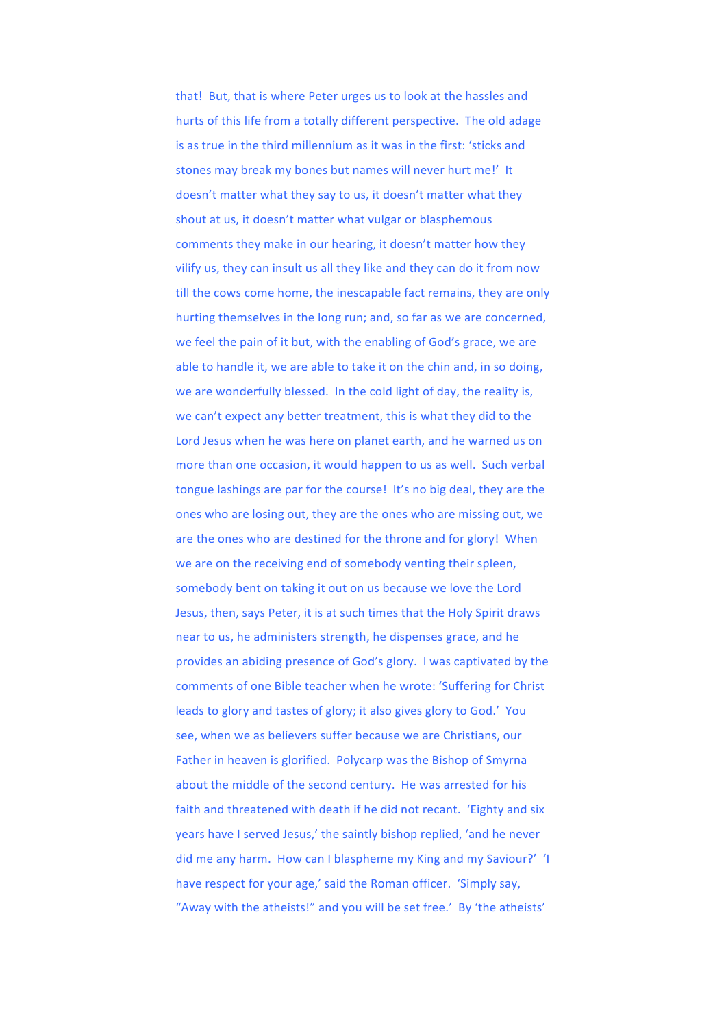that! But, that is where Peter urges us to look at the hassles and hurts of this life from a totally different perspective. The old adage is as true in the third millennium as it was in the first: 'sticks and stones may break my bones but names will never hurt me!' It doesn't matter what they say to us, it doesn't matter what they shout at us, it doesn't matter what vulgar or blasphemous comments they make in our hearing, it doesn't matter how they vilify us, they can insult us all they like and they can do it from now till the cows come home, the inescapable fact remains, they are only hurting themselves in the long run; and, so far as we are concerned, we feel the pain of it but, with the enabling of God's grace, we are able to handle it, we are able to take it on the chin and, in so doing, we are wonderfully blessed. In the cold light of day, the reality is, we can't expect any better treatment, this is what they did to the Lord Jesus when he was here on planet earth, and he warned us on more than one occasion, it would happen to us as well. Such verbal tongue lashings are par for the course! It's no big deal, they are the ones who are losing out, they are the ones who are missing out, we are the ones who are destined for the throne and for glory! When we are on the receiving end of somebody venting their spleen, somebody bent on taking it out on us because we love the Lord Jesus, then, says Peter, it is at such times that the Holy Spirit draws near to us, he administers strength, he dispenses grace, and he provides an abiding presence of God's glory. I was captivated by the comments of one Bible teacher when he wrote: 'Suffering for Christ leads to glory and tastes of glory; it also gives glory to God.' You see, when we as believers suffer because we are Christians, our Father in heaven is glorified. Polycarp was the Bishop of Smyrna about the middle of the second century. He was arrested for his faith and threatened with death if he did not recant. 'Eighty and six years have I served Jesus,' the saintly bishop replied, 'and he never did me any harm. How can I blaspheme my King and my Saviour?' 'I have respect for your age,' said the Roman officer. 'Simply say, "Away with the atheists!" and you will be set free.' By 'the atheists'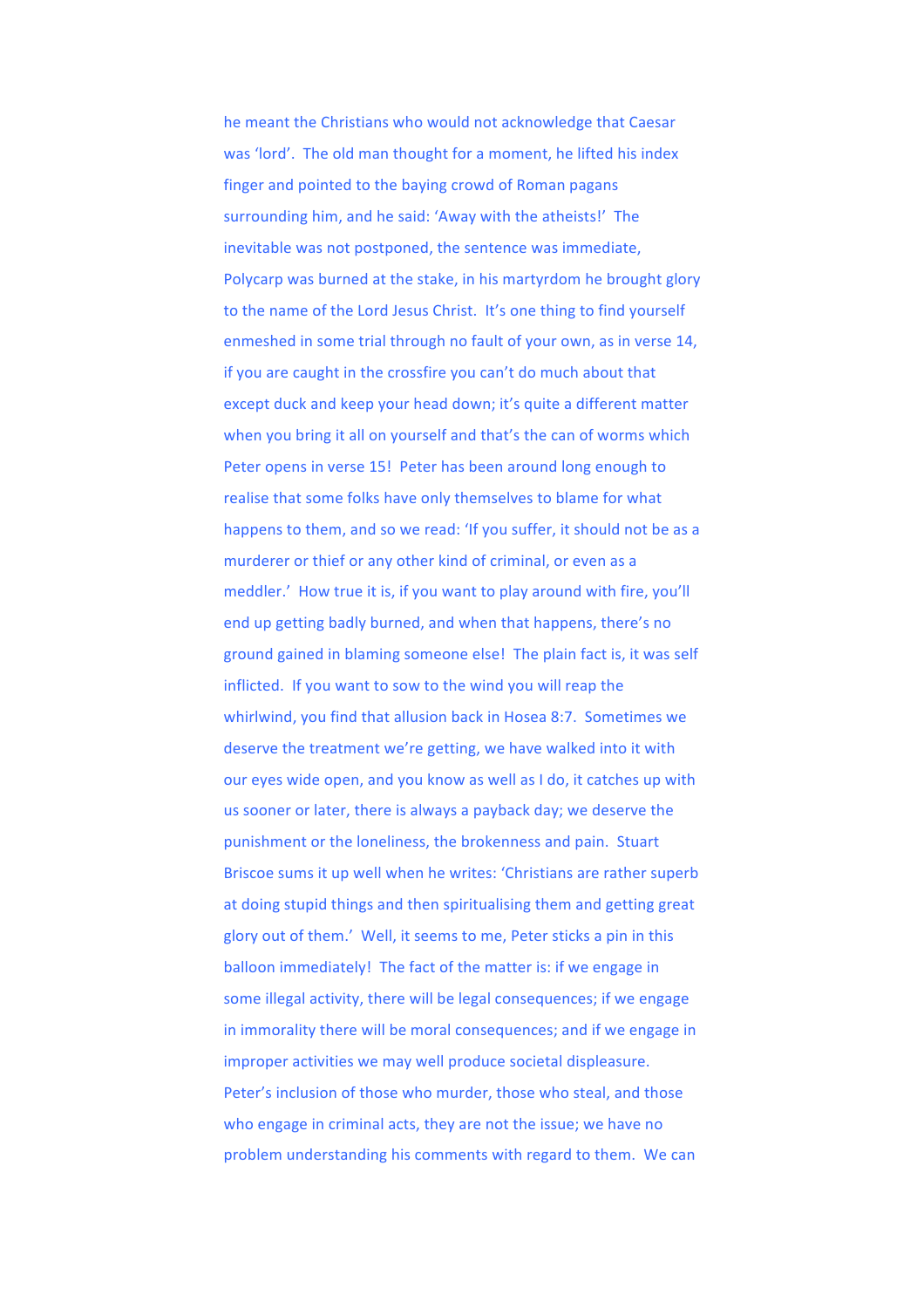he meant the Christians who would not acknowledge that Caesar was 'lord'. The old man thought for a moment, he lifted his index finger and pointed to the baying crowd of Roman pagans surrounding him, and he said: 'Away with the atheists!' The inevitable was not postponed, the sentence was immediate, Polycarp was burned at the stake, in his martyrdom he brought glory to the name of the Lord Jesus Christ. It's one thing to find yourself enmeshed in some trial through no fault of your own, as in verse 14, if you are caught in the crossfire you can't do much about that except duck and keep your head down; it's quite a different matter when you bring it all on yourself and that's the can of worms which Peter opens in verse 15! Peter has been around long enough to realise that some folks have only themselves to blame for what happens to them, and so we read: 'If you suffer, it should not be as a murderer or thief or any other kind of criminal, or even as a meddler.' How true it is, if you want to play around with fire, you'll end up getting badly burned, and when that happens, there's no ground gained in blaming someone else! The plain fact is, it was self inflicted. If you want to sow to the wind you will reap the whirlwind, you find that allusion back in Hosea 8:7. Sometimes we deserve the treatment we're getting, we have walked into it with our eyes wide open, and you know as well as I do, it catches up with us sooner or later, there is always a payback day; we deserve the punishment or the loneliness, the brokenness and pain. Stuart Briscoe sums it up well when he writes: 'Christians are rather superb at doing stupid things and then spiritualising them and getting great glory out of them.' Well, it seems to me, Peter sticks a pin in this balloon immediately! The fact of the matter is: if we engage in some illegal activity, there will be legal consequences; if we engage in immorality there will be moral consequences; and if we engage in improper activities we may well produce societal displeasure. Peter's inclusion of those who murder, those who steal, and those who engage in criminal acts, they are not the issue; we have no problem understanding his comments with regard to them. We can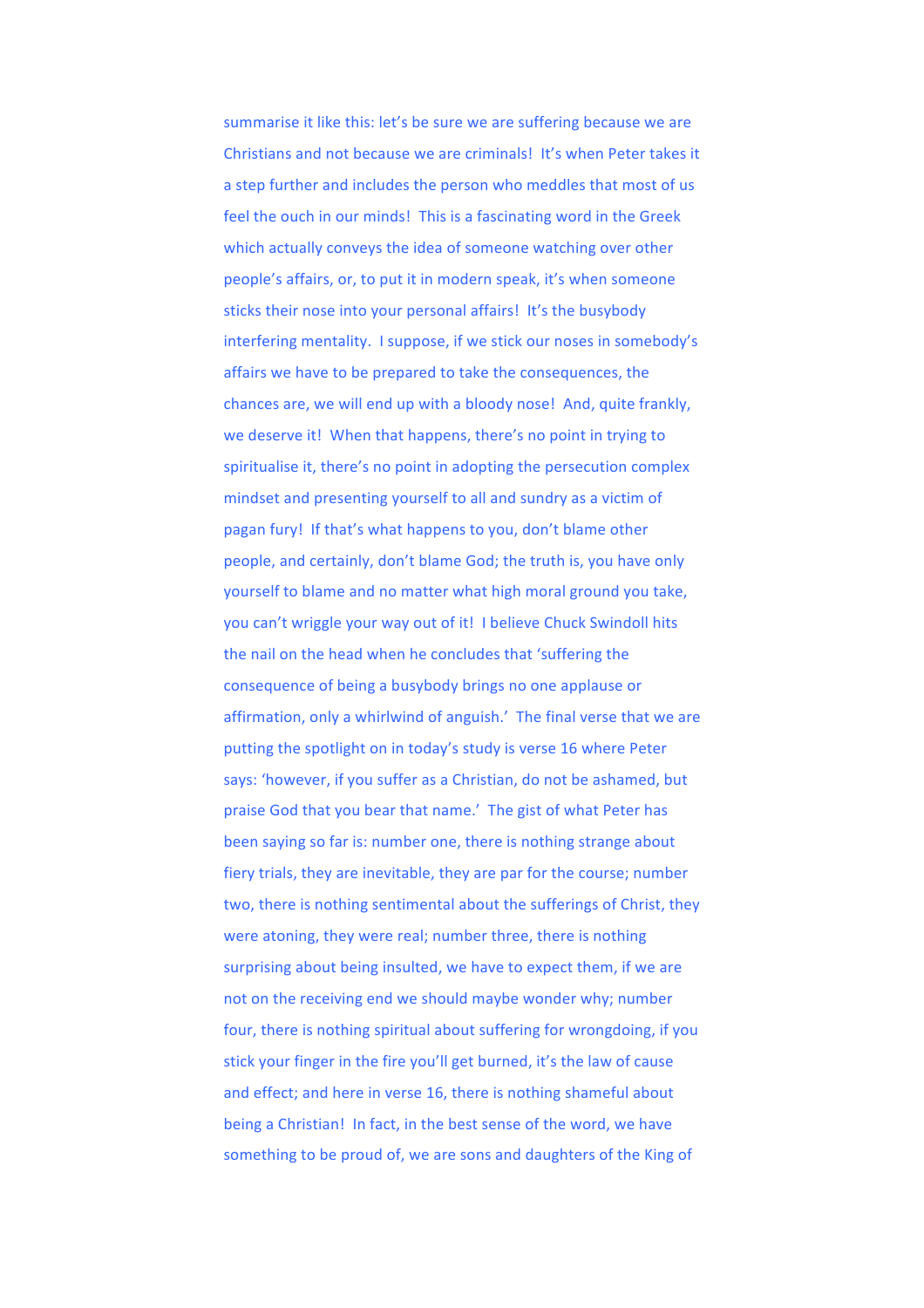summarise it like this: let's be sure we are suffering because we are Christians and not because we are criminals! It's when Peter takes it a step further and includes the person who meddles that most of us feel the ouch in our minds! This is a fascinating word in the Greek which actually conveys the idea of someone watching over other people's affairs, or, to put it in modern speak, it's when someone sticks their nose into your personal affairs! It's the busybody interfering mentality. I suppose, if we stick our noses in somebody's affairs we have to be prepared to take the consequences, the chances are, we will end up with a bloody nose! And, quite frankly, we deserve it! When that happens, there's no point in trying to spiritualise it, there's no point in adopting the persecution complex mindset and presenting yourself to all and sundry as a victim of pagan fury! If that's what happens to you, don't blame other people, and certainly, don't blame God; the truth is, you have only yourself to blame and no matter what high moral ground you take, you can't wriggle your way out of it! I believe Chuck Swindoll hits the nail on the head when he concludes that 'suffering the consequence of being a busybody brings no one applause or affirmation, only a whirlwind of anguish.' The final verse that we are putting the spotlight on in today's study is verse 16 where Peter says: 'however, if you suffer as a Christian, do not be ashamed, but praise God that you bear that name.' The gist of what Peter has been saying so far is: number one, there is nothing strange about fiery trials, they are inevitable, they are par for the course; number two, there is nothing sentimental about the sufferings of Christ, they were atoning, they were real; number three, there is nothing surprising about being insulted, we have to expect them, if we are not on the receiving end we should maybe wonder why; number four, there is nothing spiritual about suffering for wrongdoing, if you stick your finger in the fire you'll get burned, it's the law of cause and effect; and here in verse 16, there is nothing shameful about being a Christian! In fact, in the best sense of the word, we have something to be proud of, we are sons and daughters of the King of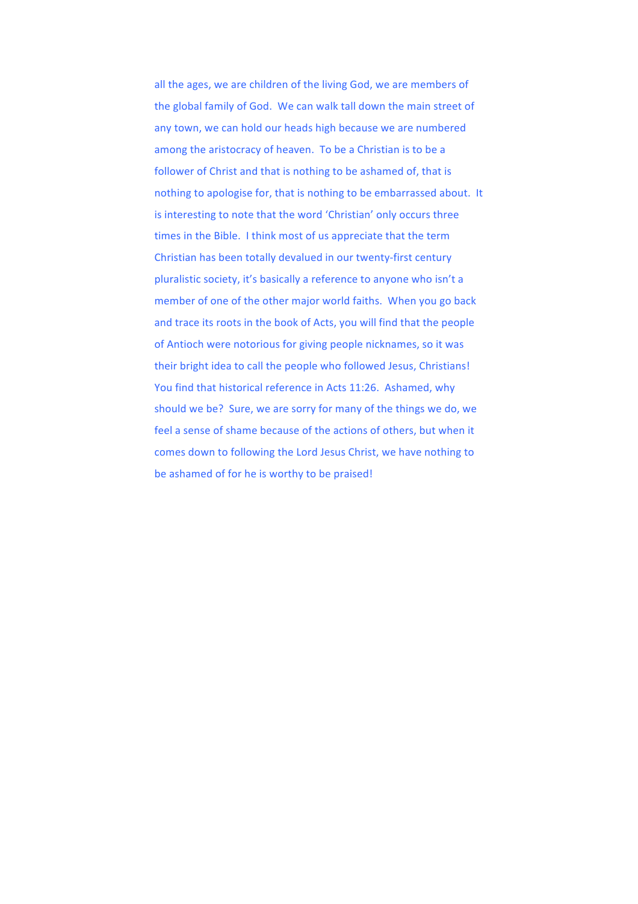all the ages, we are children of the living God, we are members of the global family of God. We can walk tall down the main street of any town, we can hold our heads high because we are numbered among the aristocracy of heaven. To be a Christian is to be a follower of Christ and that is nothing to be ashamed of, that is nothing to apologise for, that is nothing to be embarrassed about. It is interesting to note that the word 'Christian' only occurs three times in the Bible. I think most of us appreciate that the term Christian has been totally devalued in our twenty-first century pluralistic society, it's basically a reference to anyone who isn't a member of one of the other major world faiths. When you go back and trace its roots in the book of Acts, you will find that the people of Antioch were notorious for giving people nicknames, so it was their bright idea to call the people who followed Jesus, Christians! You find that historical reference in Acts 11:26. Ashamed, why should we be? Sure, we are sorry for many of the things we do, we feel a sense of shame because of the actions of others, but when it comes down to following the Lord Jesus Christ, we have nothing to be ashamed of for he is worthy to be praised!